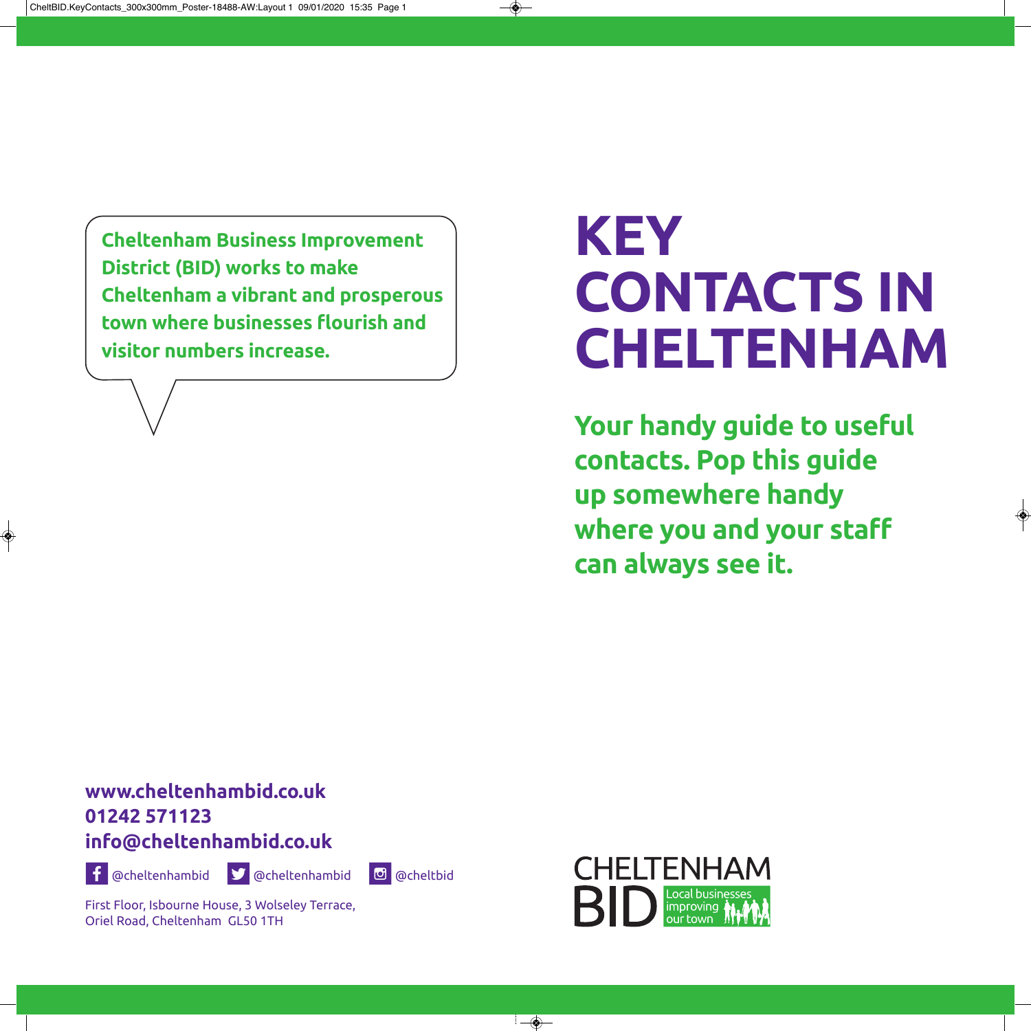Cheltenham Business Improvement District (BID) works to make Cheltenham a vibrant and prosperous town where businesses flourish and visitor numbers increase.

# KEY CONTACTS IN CHELTENHAM

**Your handy guide to useful contacts. Pop this guide up somewhere handy where you and your staff can always see it.**

**www.cheltenhambid.co.uk**
**01242 571123**
**info@cheltenhambid.co.uk**

@cheltenhambid @cheltenhambid @cheltbid

First Floor, Isbourne House, 3 Wolseley Terrace,
Oriel Road, Cheltenham GL50 1TH

CHELTENHAM BID
Local businesses improving our town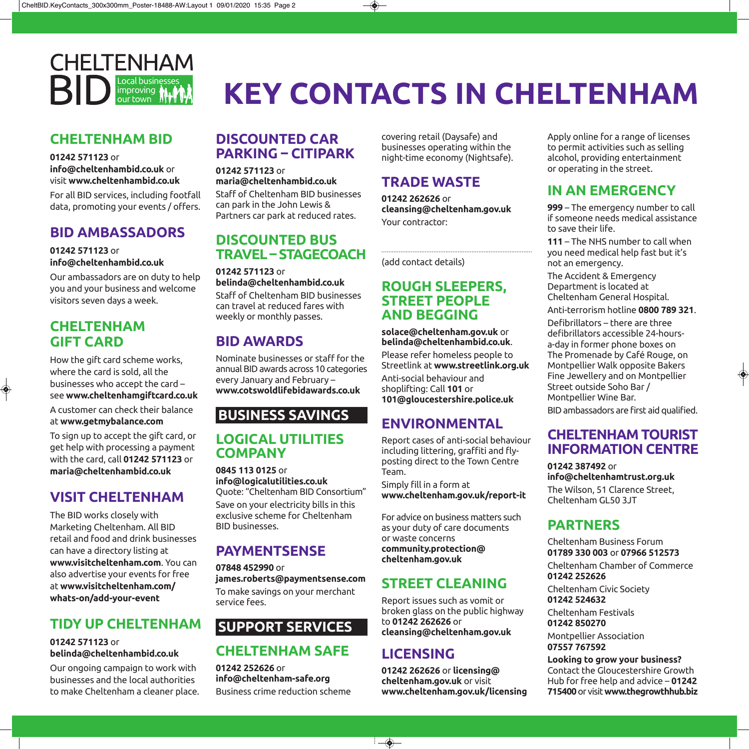CHELTENHAM BID Local businesses improving our town

# KEY CONTACTS IN CHELTENHAM

## CHELTENHAM BID

**01242 571123** or **info@cheltenhambid.co.uk** or visit **www.cheltenhambid.co.uk**

For all BID services, including footfall data, promoting your events / offers.

## BID AMBASSADORS

**01242 571123** or **info@cheltenhambid.co.uk**

Our ambassadors are on duty to help you and your business and welcome visitors seven days a week.

## CHELTENHAM GIFT CARD

How the gift card scheme works, where the card is sold, all the businesses who accept the card – see **www.cheltenhamgiftcard.co.uk**

A customer can check their balance at **www.getmybalance.com**

To sign up to accept the gift card, or get help with processing a payment with the card, call **01242 571123** or **maria@cheltenhambid.co.uk**

## VISIT CHELTENHAM

The BID works closely with Marketing Cheltenham. All BID retail and food and drink businesses can have a directory listing at **www.visitcheltenham.com**. You can also advertise your events for free at **www.visitcheltenham.com/whats-on/add-your-event**

## TIDY UP CHELTENHAM

**01242 571123** or **belinda@cheltenhambid.co.uk**

Our ongoing campaign to work with businesses and the local authorities to make Cheltenham a cleaner place.

## DISCOUNTED CAR PARKING – CITIPARK

**01242 571123** or **maria@cheltenhambid.co.uk**

Staff of Cheltenham BID businesses can park in the John Lewis & Partners car park at reduced rates.

## DISCOUNTED BUS TRAVEL – STAGECOACH

**01242 571123** or **belinda@cheltenhambid.co.uk**

Staff of Cheltenham BID businesses can travel at reduced fares with weekly or monthly passes.

## BID AWARDS

Nominate businesses or staff for the annual BID awards across 10 categories every January and February – **www.cotswoldlifebidawards.co.uk**

# BUSINESS SAVINGS

## LOGICAL UTILITIES COMPANY

**0845 113 0125** or **info@logicalutilities.co.uk**
Quote: "Cheltenham BID Consortium"

Save on your electricity bills in this exclusive scheme for Cheltenham BID businesses.

## PAYMENTSENSE

**07848 452990** or **james.roberts@paymentsense.com**

To make savings on your merchant service fees.

# SUPPORT SERVICES

## CHELTENHAM SAFE

**01242 252626** or **info@cheltenham-safe.org**

Business crime reduction scheme covering retail (Daysafe) and businesses operating within the night-time economy (Nightsafe).

## TRADE WASTE

**01242 262626** or **cleansing@cheltenham.gov.uk**

Your contractor:

..............................................................................

(add contact details)

## ROUGH SLEEPERS, STREET PEOPLE AND BEGGING

**solace@cheltenham.gov.uk** or **belinda@cheltenhambid.co.uk**.

Please refer homeless people to Streetlink at **www.streetlink.org.uk**

Anti-social behaviour and shoplifting: Call **101** or **101@gloucestershire.police.uk**

## ENVIRONMENTAL

Report cases of anti-social behaviour including littering, graffiti and fly-posting direct to the Town Centre Team.

Simply fill in a form at **www.cheltenham.gov.uk/report-it**

For advice on business matters such as your duty of care documents or waste concerns **community.protection@cheltenham.gov.uk**

## STREET CLEANING

Report issues such as vomit or broken glass on the public highway to **01242 262626** or **cleansing@cheltenham.gov.uk**

## LICENSING

**01242 262626** or **licensing@cheltenham.gov.uk** or visit **www.cheltenham.gov.uk/licensing**

Apply online for a range of licenses to permit activities such as selling alcohol, providing entertainment or operating in the street.

## IN AN EMERGENCY

**999** – The emergency number to call if someone needs medical assistance to save their life.

**111** – The NHS number to call when you need medical help fast but it's not an emergency.

The Accident & Emergency Department is located at Cheltenham General Hospital.

Anti-terrorism hotline **0800 789 321**.

Defibrillators – there are three defibrillators accessible 24-hours-a-day in former phone boxes on The Promenade by Café Rouge, on Montpellier Walk opposite Bakers Fine Jewellery and on Montpellier Street outside Soho Bar / Montpellier Wine Bar.

BID ambassadors are first aid qualified.

## CHELTENHAM TOURIST INFORMATION CENTRE

**01242 387492** or **info@cheltenhamtrust.org.uk**

The Wilson, 51 Clarence Street, Cheltenham GL50 3JT

## PARTNERS

Cheltenham Business Forum
**01789 330 003** or **07966 512573**

Cheltenham Chamber of Commerce
**01242 252626**

Cheltenham Civic Society
**01242 524632**

Cheltenham Festivals
**01242 850270**

Montpellier Association
**07557 767592**

**Looking to grow your business?** Contact the Gloucestershire Growth Hub for free help and advice – **01242 715400** or visit **www.thegrowthhub.biz**